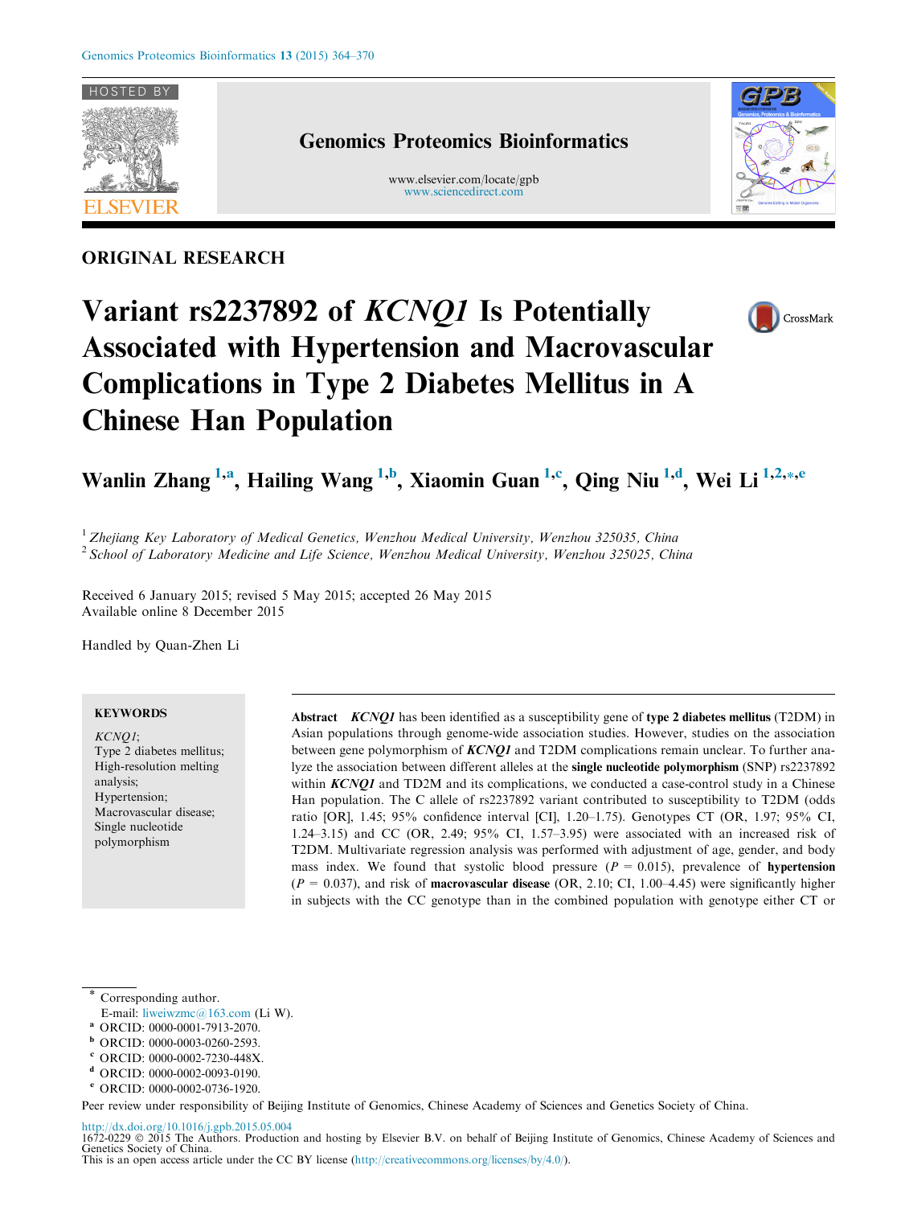ORIGINAL RESEARCH

# Variant rs2237892 of *KCNQ1* Is Potentially Associated with Hypertension and Macrovascular Complications in Type 2 Diabetes Mellitus in A Chinese Han Population

**Wanlin Zhang [1,a], Hailing Wang [1,b], Xiaomin Guan [1,c], Qing Niu [1,d], Wei Li [1,2,*,e]**

[1] *Zhejiang Key Laboratory of Medical Genetics, Wenzhou Medical University, Wenzhou 325035, China*
[2] *School of Laboratory Medicine and Life Science, Wenzhou Medical University, Wenzhou 325025, China*

Received 6 January 2015; revised 5 May 2015; accepted 26 May 2015
Available online 8 December 2015

Handled by Quan-Zhen Li

**KEYWORDS**

*KCNQ1*;
Type 2 diabetes mellitus;
High-resolution melting analysis;
Hypertension;
Macrovascular disease;
Single nucleotide polymorphism

**Abstract** *KCNQ1* has been identified as a susceptibility gene of **type 2 diabetes mellitus** (T2DM) in Asian populations through genome-wide association studies. However, studies on the association between gene polymorphism of ***KCNQ1*** and T2DM complications remain unclear. To further analyze the association between different alleles at the **single nucleotide polymorphism** (SNP) rs2237892 within ***KCNQ1*** and TD2M and its complications, we conducted a case-control study in a Chinese Han population. The C allele of rs2237892 variant contributed to susceptibility to T2DM (odds ratio [OR], 1.45; 95% confidence interval [CI], 1.20–1.75). Genotypes CT (OR, 1.97; 95% CI, 1.24–3.15) and CC (OR, 2.49; 95% CI, 1.57–3.95) were associated with an increased risk of T2DM. Multivariate regression analysis was performed with adjustment of age, gender, and body mass index. We found that systolic blood pressure ($P$ = 0.015), prevalence of **hypertension** ($P$ = 0.037), and risk of **macrovascular disease** (OR, 2.10; CI, 1.00–4.45) were significantly higher in subjects with the CC genotype than in the combined population with genotype either CT or

\* Corresponding author.
E-mail: liweiwzmc@163.com (Li W).
[a] ORCID: 0000-0001-7913-2070.
[b] ORCID: 0000-0003-0260-2593.
[c] ORCID: 0000-0002-7230-448X.
[d] ORCID: 0000-0002-0093-0190.
[e] ORCID: 0000-0002-0736-1920.

Peer review under responsibility of Beijing Institute of Genomics, Chinese Academy of Sciences and Genetics Society of China.

http://dx.doi.org/10.1016/j.gpb.2015.05.004
1672-0229 © 2015 The Authors. Production and hosting by Elsevier B.V. on behalf of Beijing Institute of Genomics, Chinese Academy of Sciences and Genetics Society of China.
This is an open access article under the CC BY license (http://creativecommons.org/licenses/by/4.0/).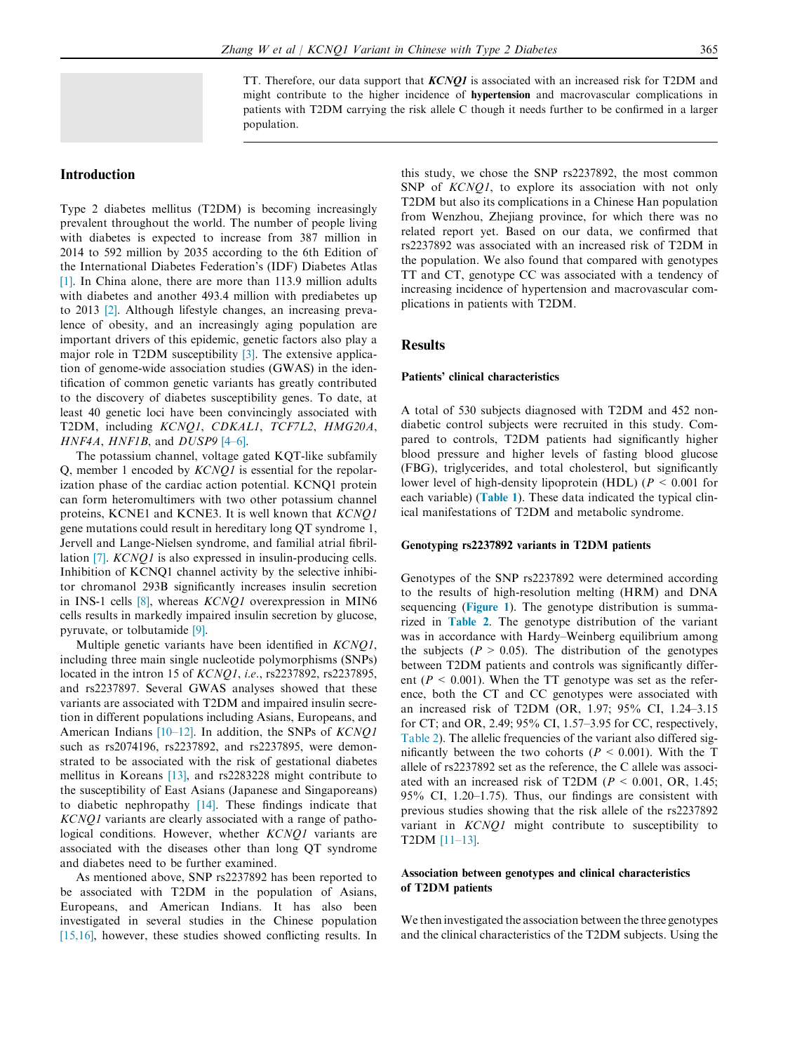TT. Therefore, our data support that ***KCNQ1*** is associated with an increased risk for T2DM and might contribute to the higher incidence of **hypertension** and macrovascular complications in patients with T2DM carrying the risk allele C though it needs further to be confirmed in a larger population.

## Introduction

Type 2 diabetes mellitus (T2DM) is becoming increasingly prevalent throughout the world. The number of people living with diabetes is expected to increase from 387 million in 2014 to 592 million by 2035 according to the 6th Edition of the International Diabetes Federation's (IDF) Diabetes Atlas [1]. In China alone, there are more than 113.9 million adults with diabetes and another 493.4 million with prediabetes up to 2013 [2]. Although lifestyle changes, an increasing prevalence of obesity, and an increasingly aging population are important drivers of this epidemic, genetic factors also play a major role in T2DM susceptibility [3]. The extensive application of genome-wide association studies (GWAS) in the identification of common genetic variants has greatly contributed to the discovery of diabetes susceptibility genes. To date, at least 40 genetic loci have been convincingly associated with T2DM, including *KCNQ1*, *CDKAL1*, *TCF7L2*, *HMG20A*, *HNF4A*, *HNF1B*, and *DUSP9* [4–6].

The potassium channel, voltage gated KQT-like subfamily Q, member 1 encoded by *KCNQ1* is essential for the repolarization phase of the cardiac action potential. KCNQ1 protein can form heteromultimers with two other potassium channel proteins, KCNE1 and KCNE3. It is well known that *KCNQ1* gene mutations could result in hereditary long QT syndrome 1, Jervell and Lange-Nielsen syndrome, and familial atrial fibrillation [7]. *KCNQ1* is also expressed in insulin-producing cells. Inhibition of KCNQ1 channel activity by the selective inhibitor chromanol 293B significantly increases insulin secretion in INS-1 cells [8], whereas *KCNQ1* overexpression in MIN6 cells results in markedly impaired insulin secretion by glucose, pyruvate, or tolbutamide [9].

Multiple genetic variants have been identified in *KCNQ1*, including three main single nucleotide polymorphisms (SNPs) located in the intron 15 of *KCNQ1*, *i.e.*, rs2237892, rs2237895, and rs2237897. Several GWAS analyses showed that these variants are associated with T2DM and impaired insulin secretion in different populations including Asians, Europeans, and American Indians [10–12]. In addition, the SNPs of *KCNQ1* such as rs2074196, rs2237892, and rs2237895, were demonstrated to be associated with the risk of gestational diabetes mellitus in Koreans [13], and rs2283228 might contribute to the susceptibility of East Asians (Japanese and Singaporeans) to diabetic nephropathy [14]. These findings indicate that *KCNQ1* variants are clearly associated with a range of pathological conditions. However, whether *KCNQ1* variants are associated with the diseases other than long QT syndrome and diabetes need to be further examined.

As mentioned above, SNP rs2237892 has been reported to be associated with T2DM in the population of Asians, Europeans, and American Indians. It has also been investigated in several studies in the Chinese population [15,16], however, these studies showed conflicting results. In this study, we chose the SNP rs2237892, the most common SNP of *KCNQ1*, to explore its association with not only T2DM but also its complications in a Chinese Han population from Wenzhou, Zhejiang province, for which there was no related report yet. Based on our data, we confirmed that rs2237892 was associated with an increased risk of T2DM in the population. We also found that compared with genotypes TT and CT, genotype CC was associated with a tendency of increasing incidence of hypertension and macrovascular complications in patients with T2DM.

## Results

### Patients' clinical characteristics

A total of 530 subjects diagnosed with T2DM and 452 nondiabetic control subjects were recruited in this study. Compared to controls, T2DM patients had significantly higher blood pressure and higher levels of fasting blood glucose (FBG), triglycerides, and total cholesterol, but significantly lower level of high-density lipoprotein (HDL) ($P < 0.001$ for each variable) (**Table 1**). These data indicated the typical clinical manifestations of T2DM and metabolic syndrome.

### Genotyping rs2237892 variants in T2DM patients

Genotypes of the SNP rs2237892 were determined according to the results of high-resolution melting (HRM) and DNA sequencing (**Figure 1**). The genotype distribution is summarized in **Table 2**. The genotype distribution of the variant was in accordance with Hardy–Weinberg equilibrium among the subjects ($P > 0.05$). The distribution of the genotypes between T2DM patients and controls was significantly different ($P < 0.001$). When the TT genotype was set as the reference, both the CT and CC genotypes were associated with an increased risk of T2DM (OR, 1.97; 95% CI, 1.24–3.15 for CT; and OR, 2.49; 95% CI, 1.57–3.95 for CC, respectively, Table 2). The allelic frequencies of the variant also differed significantly between the two cohorts ($P < 0.001$). With the T allele of rs2237892 set as the reference, the C allele was associated with an increased risk of T2DM ($P < 0.001$, OR, 1.45; 95% CI, 1.20–1.75). Thus, our findings are consistent with previous studies showing that the risk allele of the rs2237892 variant in *KCNQ1* might contribute to susceptibility to T2DM [11–13].

### Association between genotypes and clinical characteristics of T2DM patients

We then investigated the association between the three genotypes and the clinical characteristics of the T2DM subjects. Using the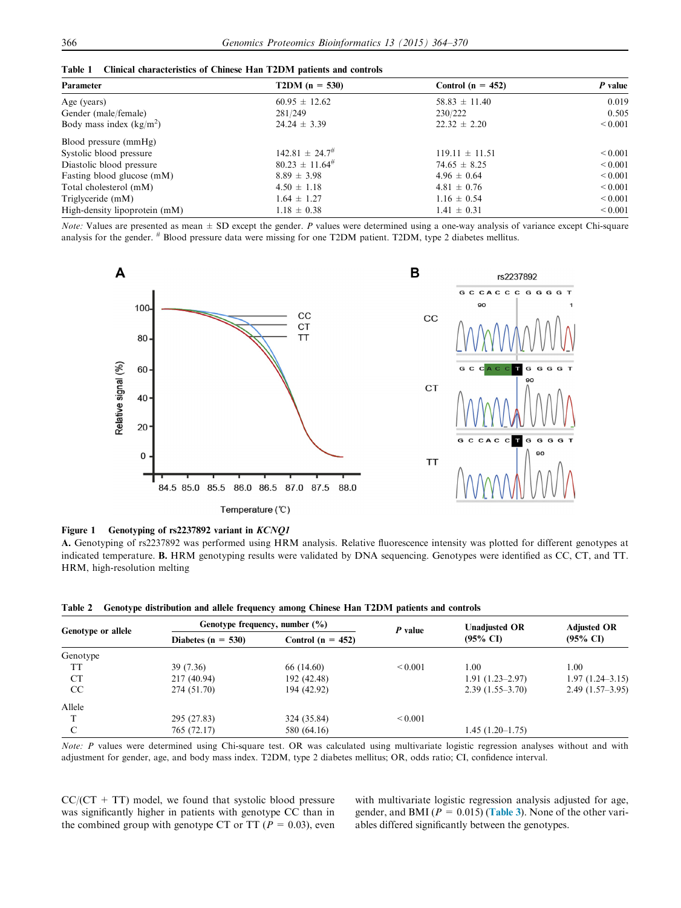**Table 1 Clinical characteristics of Chinese Han T2DM patients and controls**

| Parameter | T2DM (n = 530) | Control (n = 452) | *P* value |
|---|---|---|---|
| Age (years) | 60.95 ± 12.62 | 58.83 ± 11.40 | 0.019 |
| Gender (male/female) | 281/249 | 230/222 | 0.505 |
| Body mass index (kg/m$^2$) | 24.24 ± 3.39 | 22.32 ± 2.20 | < 0.001 |
| Blood pressure (mmHg) | | | |
| Systolic blood pressure | 142.81 ± 24.7# | 119.11 ± 11.51 | < 0.001 |
| Diastolic blood pressure | 80.23 ± 11.64# | 74.65 ± 8.25 | < 0.001 |
| Fasting blood glucose (mM) | 8.89 ± 3.98 | 4.96 ± 0.64 | < 0.001 |
| Total cholesterol (mM) | 4.50 ± 1.18 | 4.81 ± 0.76 | < 0.001 |
| Triglyceride (mM) | 1.64 ± 1.27 | 1.16 ± 0.54 | < 0.001 |
| High-density lipoprotein (mM) | 1.18 ± 0.38 | 1.41 ± 0.31 | < 0.001 |

*Note:* Values are presented as mean ± SD except the gender. *P* values were determined using a one-way analysis of variance except Chi-square analysis for the gender. # Blood pressure data were missing for one T2DM patient. T2DM, type 2 diabetes mellitus.

**Figure 1 Genotyping of rs2237892 variant in *KCNQ1***

**A.** Genotyping of rs2237892 was performed using HRM analysis. Relative fluorescence intensity was plotted for different genotypes at indicated temperature. **B.** HRM genotyping results were validated by DNA sequencing. Genotypes were identified as CC, CT, and TT. HRM, high-resolution melting

**Table 2 Genotype distribution and allele frequency among Chinese Han T2DM patients and controls**

| Genotype or allele | Genotype frequency, number (%) | | *P* value | Unadjusted OR (95% CI) | Adjusted OR (95% CI) |
|---|---|---|---|---|---|
| | Diabetes (n = 530) | Control (n = 452) | | | |
| Genotype | | | | | |
| TT | 39 (7.36) | 66 (14.60) | < 0.001 | 1.00 | 1.00 |
| CT | 217 (40.94) | 192 (42.48) | | 1.91 (1.23–2.97) | 1.97 (1.24–3.15) |
| CC | 274 (51.70) | 194 (42.92) | | 2.39 (1.55–3.70) | 2.49 (1.57–3.95) |
| Allele | | | | | |
| T | 295 (27.83) | 324 (35.84) | < 0.001 | | |
| C | 765 (72.17) | 580 (64.16) | | 1.45 (1.20–1.75) | |

*Note:* *P* values were determined using Chi-square test. OR was calculated using multivariate logistic regression analyses without and with adjustment for gender, age, and body mass index. T2DM, type 2 diabetes mellitus; OR, odds ratio; CI, confidence interval.

CC/(CT + TT) model, we found that systolic blood pressure was significantly higher in patients with genotype CC than in the combined group with genotype CT or TT ($P = 0.03$), even with multivariate logistic regression analysis adjusted for age, gender, and BMI ($P = 0.015$) (Table 3). None of the other variables differed significantly between the genotypes.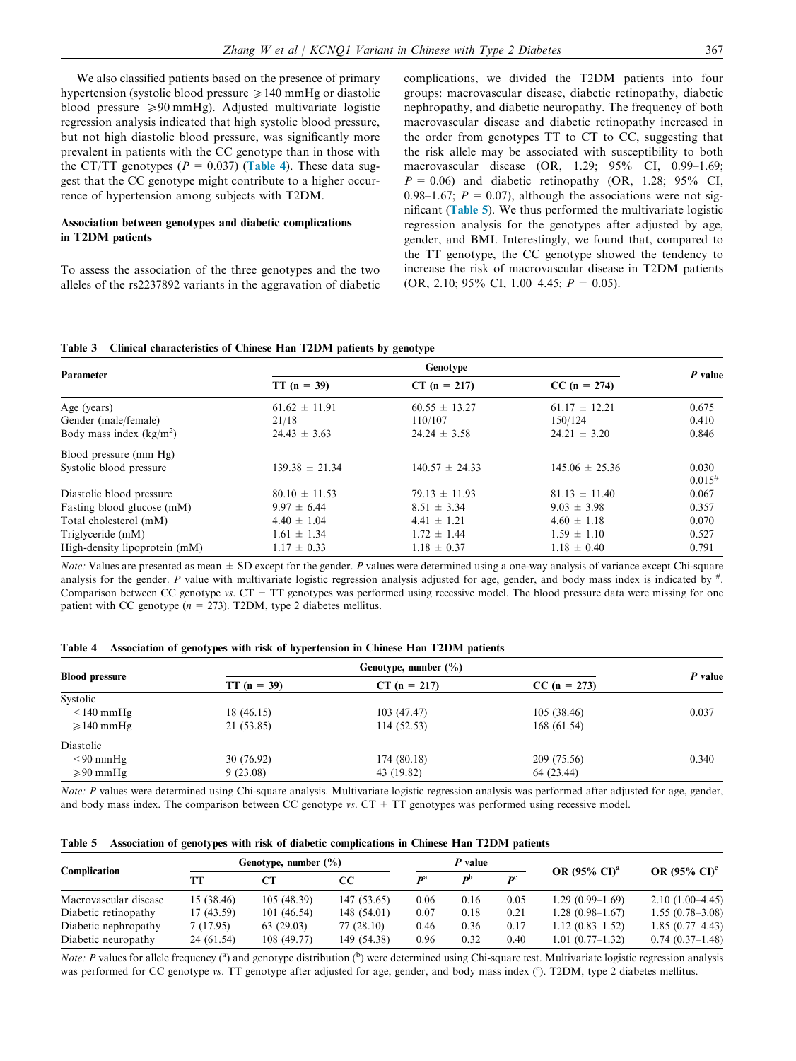We also classified patients based on the presence of primary hypertension (systolic blood pressure ⩾140 mmHg or diastolic blood pressure ⩾90 mmHg). Adjusted multivariate logistic regression analysis indicated that high systolic blood pressure, but not high diastolic blood pressure, was significantly more prevalent in patients with the CC genotype than in those with the CT/TT genotypes ($P$ = 0.037) (**Table 4**). These data suggest that the CC genotype might contribute to a higher occurrence of hypertension among subjects with T2DM.

### Association between genotypes and diabetic complications in T2DM patients

To assess the association of the three genotypes and the two alleles of the rs2237892 variants in the aggravation of diabetic complications, we divided the T2DM patients into four groups: macrovascular disease, diabetic retinopathy, diabetic nephropathy, and diabetic neuropathy. The frequency of both macrovascular disease and diabetic retinopathy increased in the order from genotypes TT to CT to CC, suggesting that the risk allele may be associated with susceptibility to both macrovascular disease (OR, 1.29; 95% CI, 0.99–1.69; $P$ = 0.06) and diabetic retinopathy (OR, 1.28; 95% CI, 0.98–1.67; $P$ = 0.07), although the associations were not significant (**Table 5**). We thus performed the multivariate logistic regression analysis for the genotypes after adjusted by age, gender, and BMI. Interestingly, we found that, compared to the TT genotype, the CC genotype showed the tendency to increase the risk of macrovascular disease in T2DM patients (OR, 2.10; 95% CI, 1.00–4.45; $P$ = 0.05).

**Table 3 Clinical characteristics of Chinese Han T2DM patients by genotype**

| Parameter | Genotype | | | $P$ value |
|---|---|---|---|---|
| | TT (n = 39) | CT (n = 217) | CC (n = 274) | |
| Age (years) | 61.62 ± 11.91 | 60.55 ± 13.27 | 61.17 ± 12.21 | 0.675 |
| Gender (male/female) | 21/18 | 110/107 | 150/124 | 0.410 |
| Body mass index (kg/m$^2$) | 24.43 ± 3.63 | 24.24 ± 3.58 | 24.21 ± 3.20 | 0.846 |
| Blood pressure (mm Hg) | | | | |
| Systolic blood pressure | 139.38 ± 21.34 | 140.57 ± 24.33 | 145.06 ± 25.36 | 0.030<br>0.015[#] |
| Diastolic blood pressure | 80.10 ± 11.53 | 79.13 ± 11.93 | 81.13 ± 11.40 | 0.067 |
| Fasting blood glucose (mM) | 9.97 ± 6.44 | 8.51 ± 3.34 | 9.03 ± 3.98 | 0.357 |
| Total cholesterol (mM) | 4.40 ± 1.04 | 4.41 ± 1.21 | 4.60 ± 1.18 | 0.070 |
| Triglyceride (mM) | 1.61 ± 1.34 | 1.72 ± 1.44 | 1.59 ± 1.10 | 0.527 |
| High-density lipoprotein (mM) | 1.17 ± 0.33 | 1.18 ± 0.37 | 1.18 ± 0.40 | 0.791 |

*Note:* Values are presented as mean ± SD except for the gender. $P$ values were determined using a one-way analysis of variance except Chi-square analysis for the gender. $P$ value with multivariate logistic regression analysis adjusted for age, gender, and body mass index is indicated by [#]. Comparison between CC genotype *vs.* CT + TT genotypes was performed using recessive model. The blood pressure data were missing for one patient with CC genotype ($n$ = 273). T2DM, type 2 diabetes mellitus.

**Table 4 Association of genotypes with risk of hypertension in Chinese Han T2DM patients**

| Blood pressure | Genotype, number (%) | | | $P$ value |
|---|---|---|---|---|
| | TT (n = 39) | CT (n = 217) | CC (n = 273) | |
| Systolic | | | | |
| <140 mmHg | 18 (46.15) | 103 (47.47) | 105 (38.46) | 0.037 |
| ⩾140 mmHg | 21 (53.85) | 114 (52.53) | 168 (61.54) | |
| Diastolic | | | | |
| <90 mmHg | 30 (76.92) | 174 (80.18) | 209 (75.56) | 0.340 |
| ⩾90 mmHg | 9 (23.08) | 43 (19.82) | 64 (23.44) | |

*Note:* $P$ values were determined using Chi-square analysis. Multivariate logistic regression analysis was performed after adjusted for age, gender, and body mass index. The comparison between CC genotype *vs.* CT + TT genotypes was performed using recessive model.

**Table 5 Association of genotypes with risk of diabetic complications in Chinese Han T2DM patients**

| Complication | Genotype, number (%) | | | $P$ value | | | OR (95% CI)[a] | OR (95% CI)[c] |
|---|---|---|---|---|---|---|---|---|
| | TT | CT | CC | $P^a$ | $P^b$ | $P^c$ | | |
| Macrovascular disease | 15 (38.46) | 105 (48.39) | 147 (53.65) | 0.06 | 0.16 | 0.05 | 1.29 (0.99–1.69) | 2.10 (1.00–4.45) |
| Diabetic retinopathy | 17 (43.59) | 101 (46.54) | 148 (54.01) | 0.07 | 0.18 | 0.21 | 1.28 (0.98–1.67) | 1.55 (0.78–3.08) |
| Diabetic nephropathy | 7 (17.95) | 63 (29.03) | 77 (28.10) | 0.46 | 0.36 | 0.17 | 1.12 (0.83–1.52) | 1.85 (0.77–4.43) |
| Diabetic neuropathy | 24 (61.54) | 108 (49.77) | 149 (54.38) | 0.96 | 0.32 | 0.40 | 1.01 (0.77–1.32) | 0.74 (0.37–1.48) |

*Note:* $P$ values for allele frequency ([a]) and genotype distribution ([b]) were determined using Chi-square test. Multivariate logistic regression analysis was performed for CC genotype *vs.* TT genotype after adjusted for age, gender, and body mass index ([c]). T2DM, type 2 diabetes mellitus.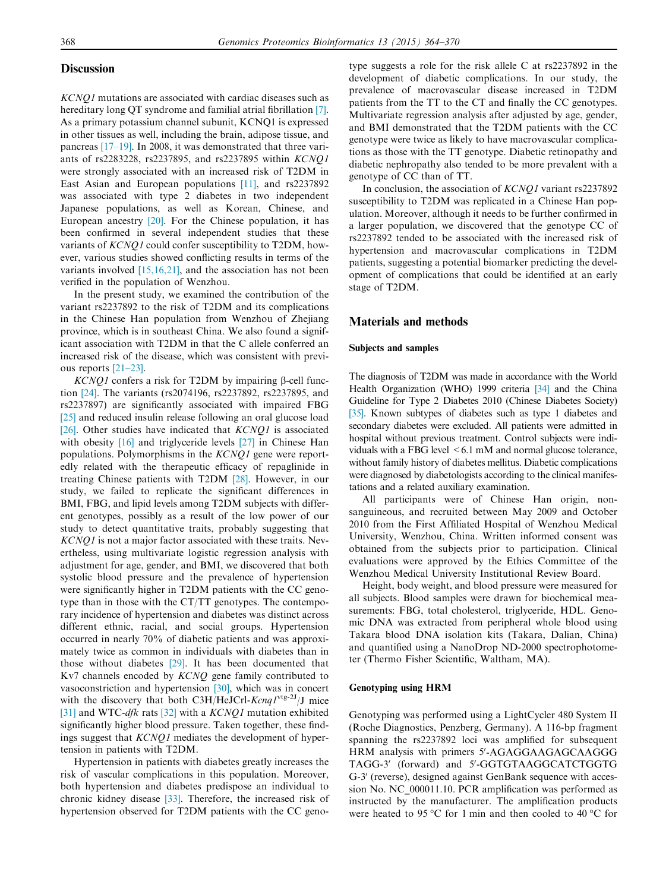## Discussion

*KCNQ1* mutations are associated with cardiac diseases such as hereditary long QT syndrome and familial atrial fibrillation [7]. As a primary potassium channel subunit, KCNQ1 is expressed in other tissues as well, including the brain, adipose tissue, and pancreas [17–19]. In 2008, it was demonstrated that three variants of rs2283228, rs2237895, and rs2237895 within *KCNQ1* were strongly associated with an increased risk of T2DM in East Asian and European populations [11], and rs2237892 was associated with type 2 diabetes in two independent Japanese populations, as well as Korean, Chinese, and European ancestry [20]. For the Chinese population, it has been confirmed in several independent studies that these variants of *KCNQ1* could confer susceptibility to T2DM, however, various studies showed conflicting results in terms of the variants involved [15,16,21], and the association has not been verified in the population of Wenzhou.

In the present study, we examined the contribution of the variant rs2237892 to the risk of T2DM and its complications in the Chinese Han population from Wenzhou of Zhejiang province, which is in southeast China. We also found a significant association with T2DM in that the C allele conferred an increased risk of the disease, which was consistent with previous reports [21–23].

*KCNQ1* confers a risk for T2DM by impairing β-cell function [24]. The variants (rs2074196, rs2237892, rs2237895, and rs2237897) are significantly associated with impaired FBG [25] and reduced insulin release following an oral glucose load [26]. Other studies have indicated that *KCNQ1* is associated with obesity [16] and triglyceride levels [27] in Chinese Han populations. Polymorphisms in the *KCNQ1* gene were reportedly related with the therapeutic efficacy of repaglinide in treating Chinese patients with T2DM [28]. However, in our study, we failed to replicate the significant differences in BMI, FBG, and lipid levels among T2DM subjects with different genotypes, possibly as a result of the low power of our study to detect quantitative traits, probably suggesting that *KCNQ1* is not a major factor associated with these traits. Nevertheless, using multivariate logistic regression analysis with adjustment for age, gender, and BMI, we discovered that both systolic blood pressure and the prevalence of hypertension were significantly higher in T2DM patients with the CC genotype than in those with the CT/TT genotypes. The contemporary incidence of hypertension and diabetes was distinct across different ethnic, racial, and social groups. Hypertension occurred in nearly 70% of diabetic patients and was approximately twice as common in individuals with diabetes than in those without diabetes [29]. It has been documented that Kv7 channels encoded by *KCNQ* gene family contributed to vasoconstriction and hypertension [30], which was in concert with the discovery that both C3H/HeJCrl-*Kcnq1*$^{vtg-2J}$/J mice [31] and WTC-*dfk* rats [32] with a *KCNQ1* mutation exhibited significantly higher blood pressure. Taken together, these findings suggest that *KCNQ1* mediates the development of hypertension in patients with T2DM.

Hypertension in patients with diabetes greatly increases the risk of vascular complications in this population. Moreover, both hypertension and diabetes predispose an individual to chronic kidney disease [33]. Therefore, the increased risk of hypertension observed for T2DM patients with the CC genotype suggests a role for the risk allele C at rs2237892 in the development of diabetic complications. In our study, the prevalence of macrovascular disease increased in T2DM patients from the TT to the CT and finally the CC genotypes. Multivariate regression analysis after adjusted by age, gender, and BMI demonstrated that the T2DM patients with the CC genotype were twice as likely to have macrovascular complications as those with the TT genotype. Diabetic retinopathy and diabetic nephropathy also tended to be more prevalent with a genotype of CC than of TT.

In conclusion, the association of *KCNQ1* variant rs2237892 susceptibility to T2DM was replicated in a Chinese Han population. Moreover, although it needs to be further confirmed in a larger population, we discovered that the genotype CC of rs2237892 tended to be associated with the increased risk of hypertension and macrovascular complications in T2DM patients, suggesting a potential biomarker predicting the development of complications that could be identified at an early stage of T2DM.

## Materials and methods

### Subjects and samples

The diagnosis of T2DM was made in accordance with the World Health Organization (WHO) 1999 criteria [34] and the China Guideline for Type 2 Diabetes 2010 (Chinese Diabetes Society) [35]. Known subtypes of diabetes such as type 1 diabetes and secondary diabetes were excluded. All patients were admitted in hospital without previous treatment. Control subjects were individuals with a FBG level < 6.1 mM and normal glucose tolerance, without family history of diabetes mellitus. Diabetic complications were diagnosed by diabetologists according to the clinical manifestations and a related auxiliary examination.

All participants were of Chinese Han origin, non-sanguineous, and recruited between May 2009 and October 2010 from the First Affiliated Hospital of Wenzhou Medical University, Wenzhou, China. Written informed consent was obtained from the subjects prior to participation. Clinical evaluations were approved by the Ethics Committee of the Wenzhou Medical University Institutional Review Board.

Height, body weight, and blood pressure were measured for all subjects. Blood samples were drawn for biochemical measurements: FBG, total cholesterol, triglyceride, HDL. Genomic DNA was extracted from peripheral whole blood using Takara blood DNA isolation kits (Takara, Dalian, China) and quantified using a NanoDrop ND-2000 spectrophotometer (Thermo Fisher Scientific, Waltham, MA).

### Genotyping using HRM

Genotyping was performed using a LightCycler 480 System II (Roche Diagnostics, Penzberg, Germany). A 116-bp fragment spanning the rs2237892 loci was amplified for subsequent HRM analysis with primers 5′-AGAGGAAGAGCAAGGGTAGG-3′ (forward) and 5′-GGTGTAAGGCATCTGGTGG-3′ (reverse), designed against GenBank sequence with accession No. NC_000011.10. PCR amplification was performed as instructed by the manufacturer. The amplification products were heated to 95 °C for 1 min and then cooled to 40 °C for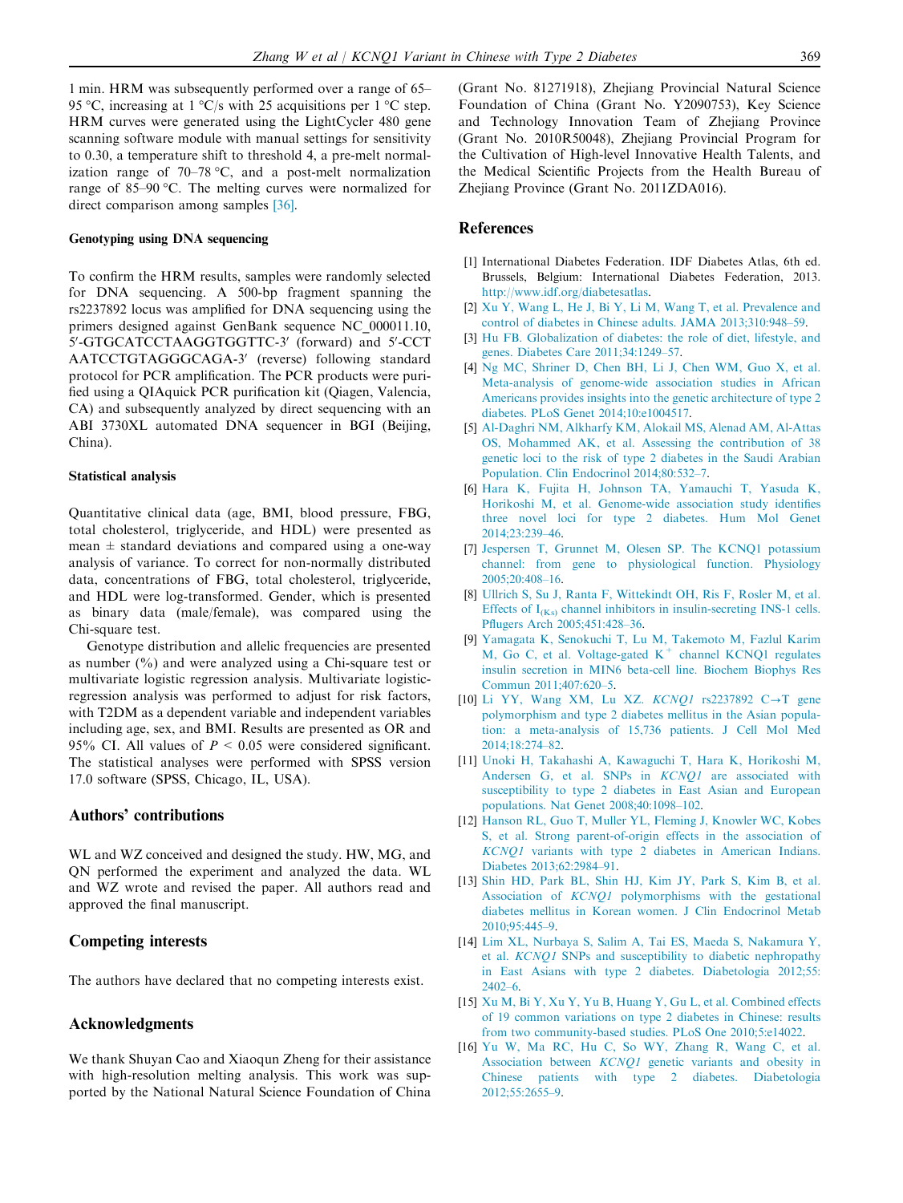1 min. HRM was subsequently performed over a range of 65–95 °C, increasing at 1 °C/s with 25 acquisitions per 1 °C step. HRM curves were generated using the LightCycler 480 gene scanning software module with manual settings for sensitivity to 0.30, a temperature shift to threshold 4, a pre-melt normalization range of 70–78 °C, and a post-melt normalization range of 85–90 °C. The melting curves were normalized for direct comparison among samples [36].

### Genotyping using DNA sequencing

To confirm the HRM results, samples were randomly selected for DNA sequencing. A 500-bp fragment spanning the rs2237892 locus was amplified for DNA sequencing using the primers designed against GenBank sequence NC_000011.10, 5′-GTGCATCCTAAGGTGGTTC-3′ (forward) and 5′-CCTAATCCTGTAGGGCAGA-3′ (reverse) following standard protocol for PCR amplification. The PCR products were purified using a QIAquick PCR purification kit (Qiagen, Valencia, CA) and subsequently analyzed by direct sequencing with an ABI 3730XL automated DNA sequencer in BGI (Beijing, China).

### Statistical analysis

Quantitative clinical data (age, BMI, blood pressure, FBG, total cholesterol, triglyceride, and HDL) were presented as mean ± standard deviations and compared using a one-way analysis of variance. To correct for non-normally distributed data, concentrations of FBG, total cholesterol, triglyceride, and HDL were log-transformed. Gender, which is presented as binary data (male/female), was compared using the Chi-square test.

Genotype distribution and allelic frequencies are presented as number (%) and were analyzed using a Chi-square test or multivariate logistic regression analysis. Multivariate logistic-regression analysis was performed to adjust for risk factors, with T2DM as a dependent variable and independent variables including age, sex, and BMI. Results are presented as OR and 95% CI. All values of $P < 0.05$ were considered significant. The statistical analyses were performed with SPSS version 17.0 software (SPSS, Chicago, IL, USA).

## Authors' contributions

WL and WZ conceived and designed the study. HW, MG, and QN performed the experiment and analyzed the data. WL and WZ wrote and revised the paper. All authors read and approved the final manuscript.

## Competing interests

The authors have declared that no competing interests exist.

## Acknowledgments

We thank Shuyan Cao and Xiaoqun Zheng for their assistance with high-resolution melting analysis. This work was supported by the National Natural Science Foundation of China (Grant No. 81271918), Zhejiang Provincial Natural Science Foundation of China (Grant No. Y2090753), Key Science and Technology Innovation Team of Zhejiang Province (Grant No. 2010R50048), Zhejiang Provincial Program for the Cultivation of High-level Innovative Health Talents, and the Medical Scientific Projects from the Health Bureau of Zhejiang Province (Grant No. 2011ZDA016).

## References

[1] International Diabetes Federation. IDF Diabetes Atlas, 6th ed. Brussels, Belgium: International Diabetes Federation, 2013. http://www.idf.org/diabetesatlas.

[2] Xu Y, Wang L, He J, Bi Y, Li M, Wang T, et al. Prevalence and control of diabetes in Chinese adults. JAMA 2013;310:948–59.

[3] Hu FB. Globalization of diabetes: the role of diet, lifestyle, and genes. Diabetes Care 2011;34:1249–57.

[4] Ng MC, Shriner D, Chen BH, Li J, Chen WM, Guo X, et al. Meta-analysis of genome-wide association studies in African Americans provides insights into the genetic architecture of type 2 diabetes. PLoS Genet 2014;10:e1004517.

[5] Al-Daghri NM, Alkharfy KM, Alokail MS, Alenad AM, Al-Attas OS, Mohammed AK, et al. Assessing the contribution of 38 genetic loci to the risk of type 2 diabetes in the Saudi Arabian Population. Clin Endocrinol 2014;80:532–7.

[6] Hara K, Fujita H, Johnson TA, Yamauchi T, Yasuda K, Horikoshi M, et al. Genome-wide association study identifies three novel loci for type 2 diabetes. Hum Mol Genet 2014;23:239–46.

[7] Jespersen T, Grunnet M, Olesen SP. The KCNQ1 potassium channel: from gene to physiological function. Physiology 2005;20:408–16.

[8] Ullrich S, Su J, Ranta F, Wittekindt OH, Ris F, Rosler M, et al. Effects of $I_{(Ks)}$ channel inhibitors in insulin-secreting INS-1 cells. Pflugers Arch 2005;451:428–36.

[9] Yamagata K, Senokuchi T, Lu M, Takemoto M, Fazlul Karim M, Go C, et al. Voltage-gated $K^+$ channel KCNQ1 regulates insulin secretion in MIN6 beta-cell line. Biochem Biophys Res Commun 2011;407:620–5.

[10] Li YY, Wang XM, Lu XZ. *KCNQ1* rs2237892 C→T gene polymorphism and type 2 diabetes mellitus in the Asian population: a meta-analysis of 15,736 patients. J Cell Mol Med 2014;18:274–82.

[11] Unoki H, Takahashi A, Kawaguchi T, Hara K, Horikoshi M, Andersen G, et al. SNPs in *KCNQ1* are associated with susceptibility to type 2 diabetes in East Asian and European populations. Nat Genet 2008;40:1098–102.

[12] Hanson RL, Guo T, Muller YL, Fleming J, Knowler WC, Kobes S, et al. Strong parent-of-origin effects in the association of *KCNQ1* variants with type 2 diabetes in American Indians. Diabetes 2013;62:2984–91.

[13] Shin HD, Park BL, Shin HJ, Kim JY, Park S, Kim B, et al. Association of *KCNQ1* polymorphisms with the gestational diabetes mellitus in Korean women. J Clin Endocrinol Metab 2010;95:445–9.

[14] Lim XL, Nurbaya S, Salim A, Tai ES, Maeda S, Nakamura Y, et al. *KCNQ1* SNPs and susceptibility to diabetic nephropathy in East Asians with type 2 diabetes. Diabetologia 2012;55:2402–6.

[15] Xu M, Bi Y, Xu Y, Yu B, Huang Y, Gu L, et al. Combined effects of 19 common variations on type 2 diabetes in Chinese: results from two community-based studies. PLoS One 2010;5:e14022.

[16] Yu W, Ma RC, Hu C, So WY, Zhang R, Wang C, et al. Association between *KCNQ1* genetic variants and obesity in Chinese patients with type 2 diabetes. Diabetologia 2012;55:2655–9.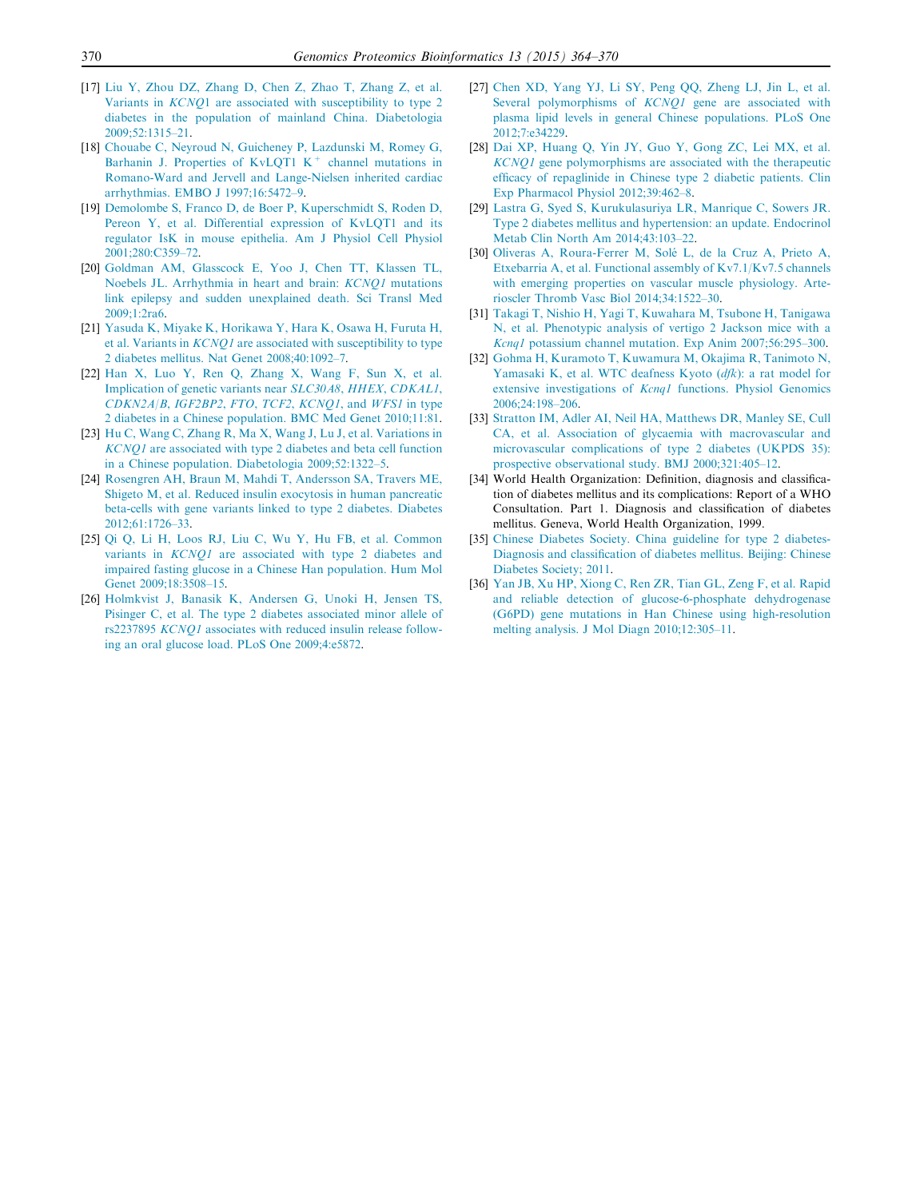[17] Liu Y, Zhou DZ, Zhang D, Chen Z, Zhao T, Zhang Z, et al. Variants in *KCNQ*1 are associated with susceptibility to type 2 diabetes in the population of mainland China. Diabetologia 2009;52:1315–21.

[18] Chouabe C, Neyroud N, Guicheney P, Lazdunski M, Romey G, Barhanin J. Properties of KvLQT1 $K^+$ channel mutations in Romano-Ward and Jervell and Lange-Nielsen inherited cardiac arrhythmias. EMBO J 1997;16:5472–9.

[19] Demolombe S, Franco D, de Boer P, Kuperschmidt S, Roden D, Pereon Y, et al. Differential expression of KvLQT1 and its regulator IsK in mouse epithelia. Am J Physiol Cell Physiol 2001;280:C359–72.

[20] Goldman AM, Glasscock E, Yoo J, Chen TT, Klassen TL, Noebels JL. Arrhythmia in heart and brain: *KCNQ1* mutations link epilepsy and sudden unexplained death. Sci Transl Med 2009;1:2ra6.

[21] Yasuda K, Miyake K, Horikawa Y, Hara K, Osawa H, Furuta H, et al. Variants in *KCNQ1* are associated with susceptibility to type 2 diabetes mellitus. Nat Genet 2008;40:1092–7.

[22] Han X, Luo Y, Ren Q, Zhang X, Wang F, Sun X, et al. Implication of genetic variants near *SLC30A8*, *HHEX*, *CDKAL1*, *CDKN2A/B*, *IGF2BP2*, *FTO*, *TCF2*, *KCNQ1*, and *WFS1* in type 2 diabetes in a Chinese population. BMC Med Genet 2010;11:81.

[23] Hu C, Wang C, Zhang R, Ma X, Wang J, Lu J, et al. Variations in *KCNQ1* are associated with type 2 diabetes and beta cell function in a Chinese population. Diabetologia 2009;52:1322–5.

[24] Rosengren AH, Braun M, Mahdi T, Andersson SA, Travers ME, Shigeto M, et al. Reduced insulin exocytosis in human pancreatic beta-cells with gene variants linked to type 2 diabetes. Diabetes 2012;61:1726–33.

[25] Qi Q, Li H, Loos RJ, Liu C, Wu Y, Hu FB, et al. Common variants in *KCNQ1* are associated with type 2 diabetes and impaired fasting glucose in a Chinese Han population. Hum Mol Genet 2009;18:3508–15.

[26] Holmkvist J, Banasik K, Andersen G, Unoki H, Jensen TS, Pisinger C, et al. The type 2 diabetes associated minor allele of rs2237895 *KCNQ1* associates with reduced insulin release following an oral glucose load. PLoS One 2009;4:e5872.

[27] Chen XD, Yang YJ, Li SY, Peng QQ, Zheng LJ, Jin L, et al. Several polymorphisms of *KCNQ1* gene are associated with plasma lipid levels in general Chinese populations. PLoS One 2012;7:e34229.

[28] Dai XP, Huang Q, Yin JY, Guo Y, Gong ZC, Lei MX, et al. *KCNQ1* gene polymorphisms are associated with the therapeutic efficacy of repaglinide in Chinese type 2 diabetic patients. Clin Exp Pharmacol Physiol 2012;39:462–8.

[29] Lastra G, Syed S, Kurukulasuriya LR, Manrique C, Sowers JR. Type 2 diabetes mellitus and hypertension: an update. Endocrinol Metab Clin North Am 2014;43:103–22.

[30] Oliveras A, Roura-Ferrer M, Solé L, de la Cruz A, Prieto A, Etxebarria A, et al. Functional assembly of Kv7.1/Kv7.5 channels with emerging properties on vascular muscle physiology. Arterioscler Thromb Vasc Biol 2014;34:1522–30.

[31] Takagi T, Nishio H, Yagi T, Kuwahara M, Tsubone H, Tanigawa N, et al. Phenotypic analysis of vertigo 2 Jackson mice with a *Kcnq1* potassium channel mutation. Exp Anim 2007;56:295–300.

[32] Gohma H, Kuramoto T, Kuwamura M, Okajima R, Tanimoto N, Yamasaki K, et al. WTC deafness Kyoto (*dfk*): a rat model for extensive investigations of *Kcnq1* functions. Physiol Genomics 2006;24:198–206.

[33] Stratton IM, Adler AI, Neil HA, Matthews DR, Manley SE, Cull CA, et al. Association of glycaemia with macrovascular and microvascular complications of type 2 diabetes (UKPDS 35): prospective observational study. BMJ 2000;321:405–12.

[34] World Health Organization: Definition, diagnosis and classification of diabetes mellitus and its complications: Report of a WHO Consultation. Part 1. Diagnosis and classification of diabetes mellitus. Geneva, World Health Organization, 1999.

[35] Chinese Diabetes Society. China guideline for type 2 diabetes-Diagnosis and classification of diabetes mellitus. Beijing: Chinese Diabetes Society; 2011.

[36] Yan JB, Xu HP, Xiong C, Ren ZR, Tian GL, Zeng F, et al. Rapid and reliable detection of glucose-6-phosphate dehydrogenase (G6PD) gene mutations in Han Chinese using high-resolution melting analysis. J Mol Diagn 2010;12:305–11.